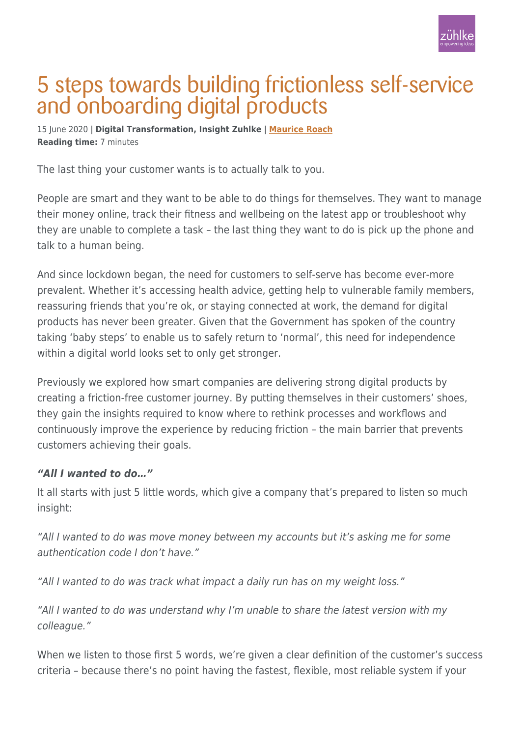# 5 steps towards building frictionless self-service and onboarding digital products

15 June 2020 | **Digital Transformation, Insight Zuhlke** | **Maurice Roach**
**Reading time:** 7 minutes

The last thing your customer wants is to actually talk to you.

People are smart and they want to be able to do things for themselves. They want to manage their money online, track their fitness and wellbeing on the latest app or troubleshoot why they are unable to complete a task – the last thing they want to do is pick up the phone and talk to a human being.

And since lockdown began, the need for customers to self-serve has become ever-more prevalent. Whether it's accessing health advice, getting help to vulnerable family members, reassuring friends that you're ok, or staying connected at work, the demand for digital products has never been greater. Given that the Government has spoken of the country taking 'baby steps' to enable us to safely return to 'normal', this need for independence within a digital world looks set to only get stronger.

Previously we explored how smart companies are delivering strong digital products by creating a friction-free customer journey. By putting themselves in their customers' shoes, they gain the insights required to know where to rethink processes and workflows and continuously improve the experience by reducing friction – the main barrier that prevents customers achieving their goals.

### *"All I wanted to do…"*

It all starts with just 5 little words, which give a company that's prepared to listen so much insight:

*"All I wanted to do was move money between my accounts but it's asking me for some authentication code I don't have."*

*"All I wanted to do was track what impact a daily run has on my weight loss."*

*"All I wanted to do was understand why I'm unable to share the latest version with my colleague."*

When we listen to those first 5 words, we're given a clear definition of the customer's success criteria – because there's no point having the fastest, flexible, most reliable system if your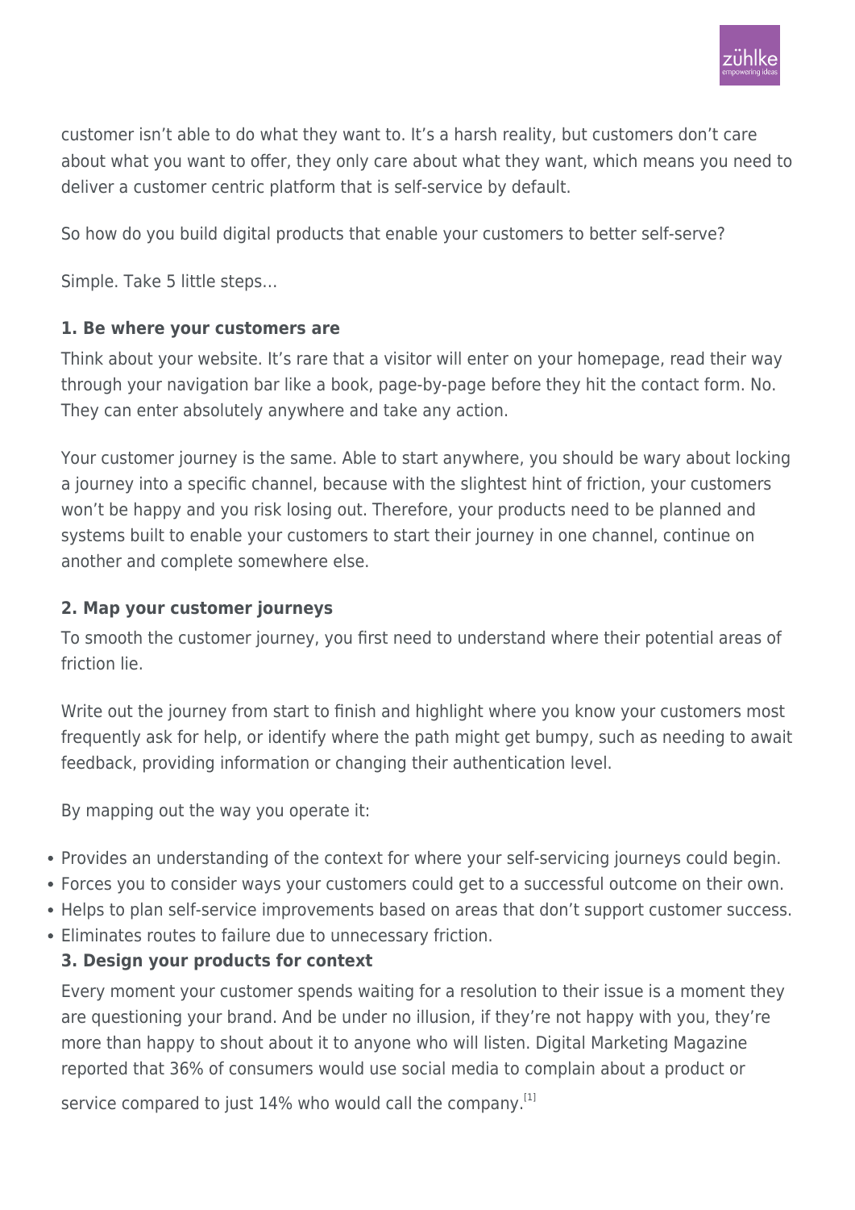customer isn't able to do what they want to. It's a harsh reality, but customers don't care about what you want to offer, they only care about what they want, which means you need to deliver a customer centric platform that is self-service by default.

So how do you build digital products that enable your customers to better self-serve?

Simple. Take 5 little steps…

**1. Be where your customers are**

Think about your website. It's rare that a visitor will enter on your homepage, read their way through your navigation bar like a book, page-by-page before they hit the contact form. No. They can enter absolutely anywhere and take any action.

Your customer journey is the same. Able to start anywhere, you should be wary about locking a journey into a specific channel, because with the slightest hint of friction, your customers won't be happy and you risk losing out. Therefore, your products need to be planned and systems built to enable your customers to start their journey in one channel, continue on another and complete somewhere else.

**2. Map your customer journeys**

To smooth the customer journey, you first need to understand where their potential areas of friction lie.

Write out the journey from start to finish and highlight where you know your customers most frequently ask for help, or identify where the path might get bumpy, such as needing to await feedback, providing information or changing their authentication level.

By mapping out the way you operate it:

- Provides an understanding of the context for where your self-servicing journeys could begin.
- Forces you to consider ways your customers could get to a successful outcome on their own.
- Helps to plan self-service improvements based on areas that don't support customer success.
- Eliminates routes to failure due to unnecessary friction.

**3. Design your products for context**

Every moment your customer spends waiting for a resolution to their issue is a moment they are questioning your brand. And be under no illusion, if they're not happy with you, they're more than happy to shout about it to anyone who will listen. Digital Marketing Magazine reported that 36% of consumers would use social media to complain about a product or service compared to just 14% who would call the company.[1]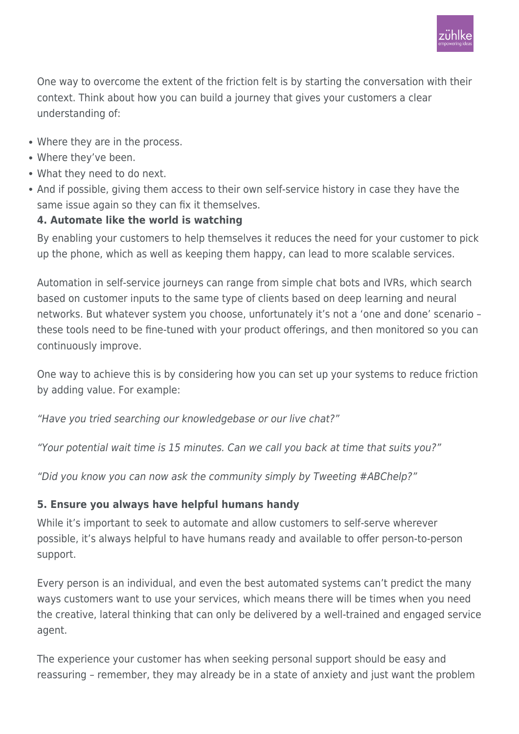One way to overcome the extent of the friction felt is by starting the conversation with their context. Think about how you can build a journey that gives your customers a clear understanding of:

- Where they are in the process.
- Where they've been.
- What they need to do next.
- And if possible, giving them access to their own self-service history in case they have the same issue again so they can fix it themselves.

**4. Automate like the world is watching**

By enabling your customers to help themselves it reduces the need for your customer to pick up the phone, which as well as keeping them happy, can lead to more scalable services.

Automation in self-service journeys can range from simple chat bots and IVRs, which search based on customer inputs to the same type of clients based on deep learning and neural networks. But whatever system you choose, unfortunately it's not a 'one and done' scenario – these tools need to be fine-tuned with your product offerings, and then monitored so you can continuously improve.

One way to achieve this is by considering how you can set up your systems to reduce friction by adding value. For example:

*"Have you tried searching our knowledgebase or our live chat?"*

*"Your potential wait time is 15 minutes. Can we call you back at time that suits you?"*

*"Did you know you can now ask the community simply by Tweeting #ABChelp?"*

**5. Ensure you always have helpful humans handy**

While it's important to seek to automate and allow customers to self-serve wherever possible, it's always helpful to have humans ready and available to offer person-to-person support.

Every person is an individual, and even the best automated systems can't predict the many ways customers want to use your services, which means there will be times when you need the creative, lateral thinking that can only be delivered by a well-trained and engaged service agent.

The experience your customer has when seeking personal support should be easy and reassuring – remember, they may already be in a state of anxiety and just want the problem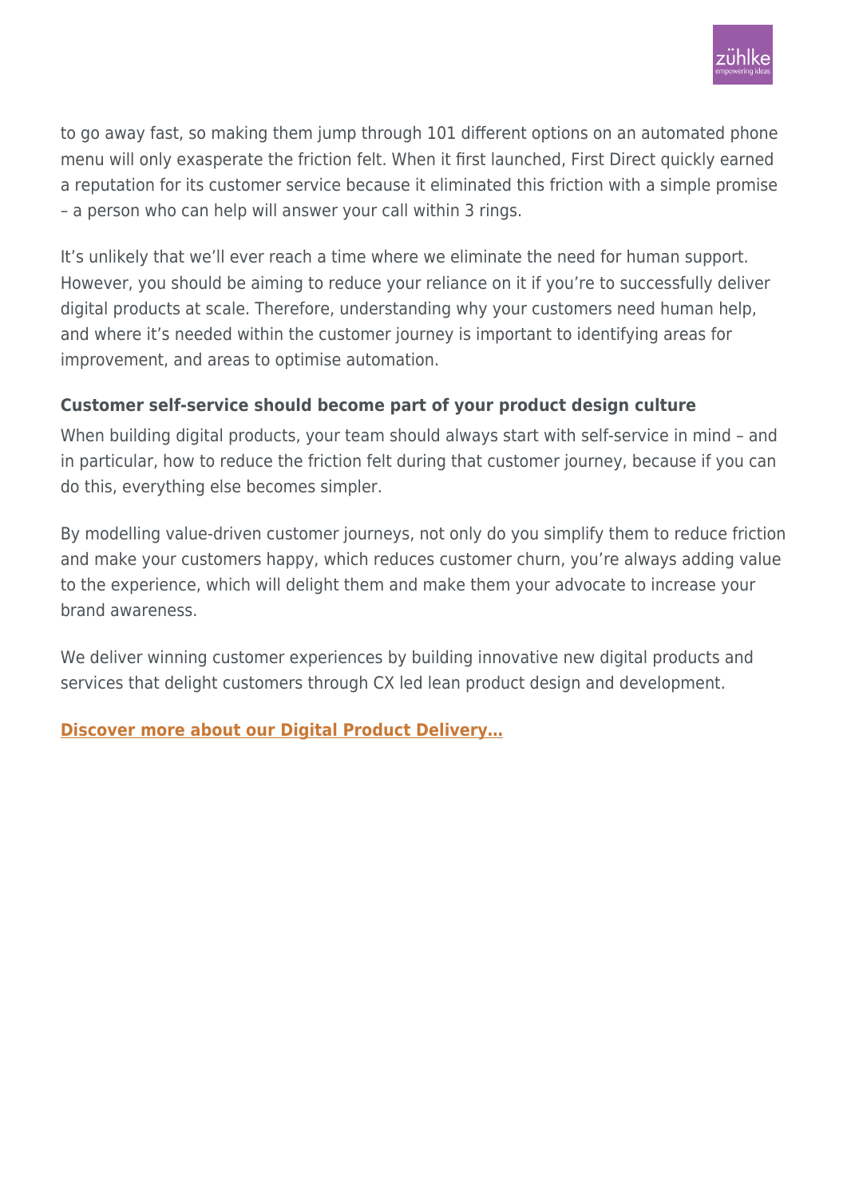to go away fast, so making them jump through 101 different options on an automated phone menu will only exasperate the friction felt. When it first launched, First Direct quickly earned a reputation for its customer service because it eliminated this friction with a simple promise – a person who can help will answer your call within 3 rings.

It's unlikely that we'll ever reach a time where we eliminate the need for human support. However, you should be aiming to reduce your reliance on it if you're to successfully deliver digital products at scale. Therefore, understanding why your customers need human help, and where it's needed within the customer journey is important to identifying areas for improvement, and areas to optimise automation.

**Customer self-service should become part of your product design culture**

When building digital products, your team should always start with self-service in mind – and in particular, how to reduce the friction felt during that customer journey, because if you can do this, everything else becomes simpler.

By modelling value-driven customer journeys, not only do you simplify them to reduce friction and make your customers happy, which reduces customer churn, you're always adding value to the experience, which will delight them and make them your advocate to increase your brand awareness.

We deliver winning customer experiences by building innovative new digital products and services that delight customers through CX led lean product design and development.

**Discover more about our Digital Product Delivery…**